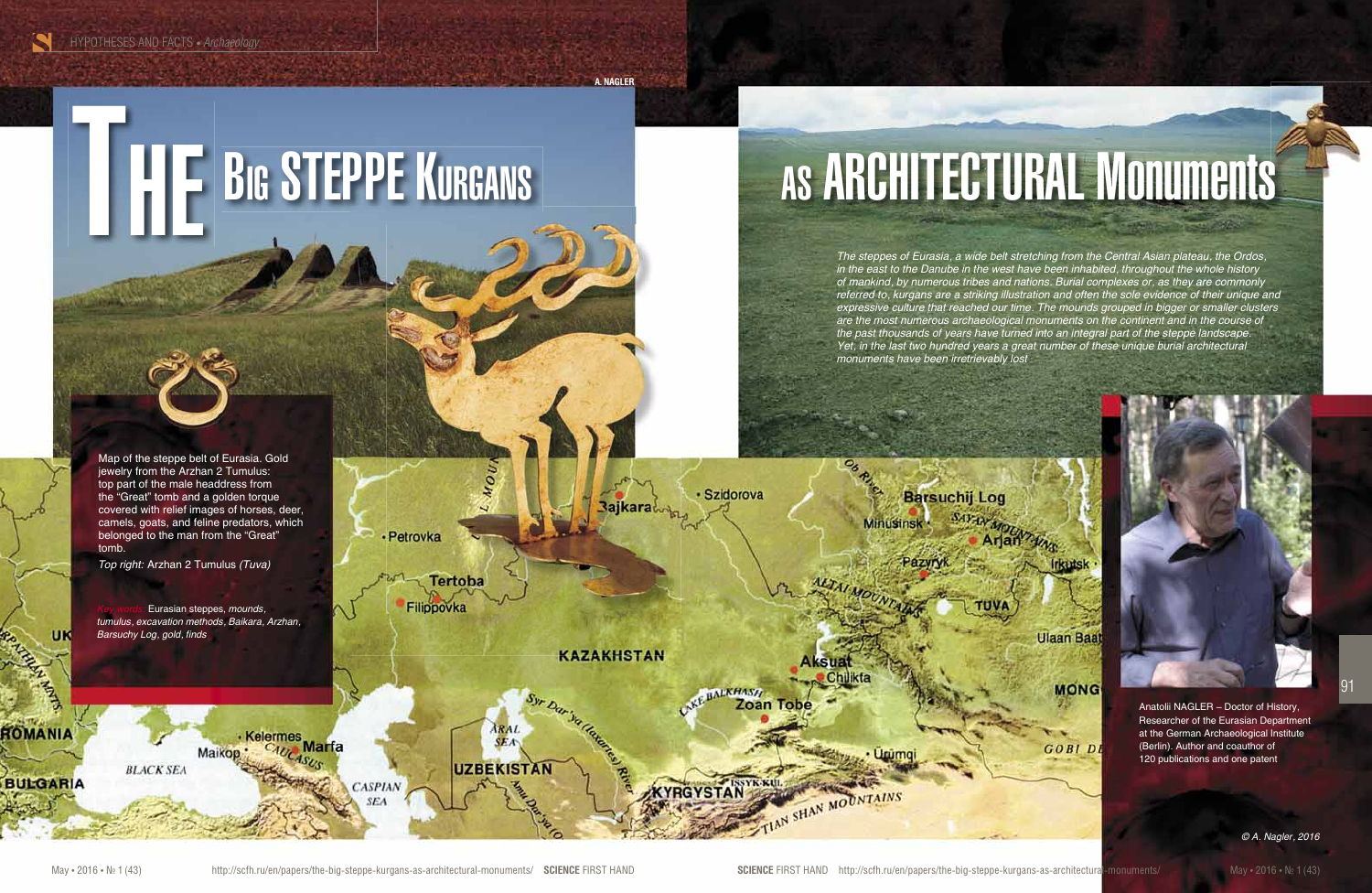A. NAGLER

# THE BIG STEPPE KURGANS AS ARCHITECTURAL MONUMENTS

*The steppes of Eurasia, a wide belt stretching from the Central Asian plateau, the Ordos, in the east to the Danube in the west have been inhabited, throughout the whole history of mankind, by numerous tribes and nations. Burial complexes or, as they are commonly referred to, kurgans are a striking illustration and often the sole evidence of their unique and expressive culture that reached our time. The mounds grouped in bigger or smaller clusters are the most numerous archaeological monuments on the continent and in the course of the past thousands of years have turned into an integral part of the steppe landscape. Yet, in the last two hundred years a great number of these unique burial architectural monuments have been irretrievably lost*

Map of the steppe belt of Eurasia. Gold jewelry from the Arzhan 2 Tumulus: top part of the male headdress from the "Great" tomb and a golden torque covered with relief images of horses, deer, camels, goats, and feline predators, which belonged to the man from the "Great" tomb.

*Top right:* Arzhan 2 Tumulus *(Tuva)*

*Key words:* Eurasian steppes, *mounds, tumulus, excavation methods, Baikara, Arzhan, Barsuchy Log, gold, finds*

Anatolii NAGLER – Doctor of History, Researcher of the Eurasian Department at the German Archaeological Institute (Berlin). Author and coauthor of 120 publications and one patent

© A. Nagler, 2016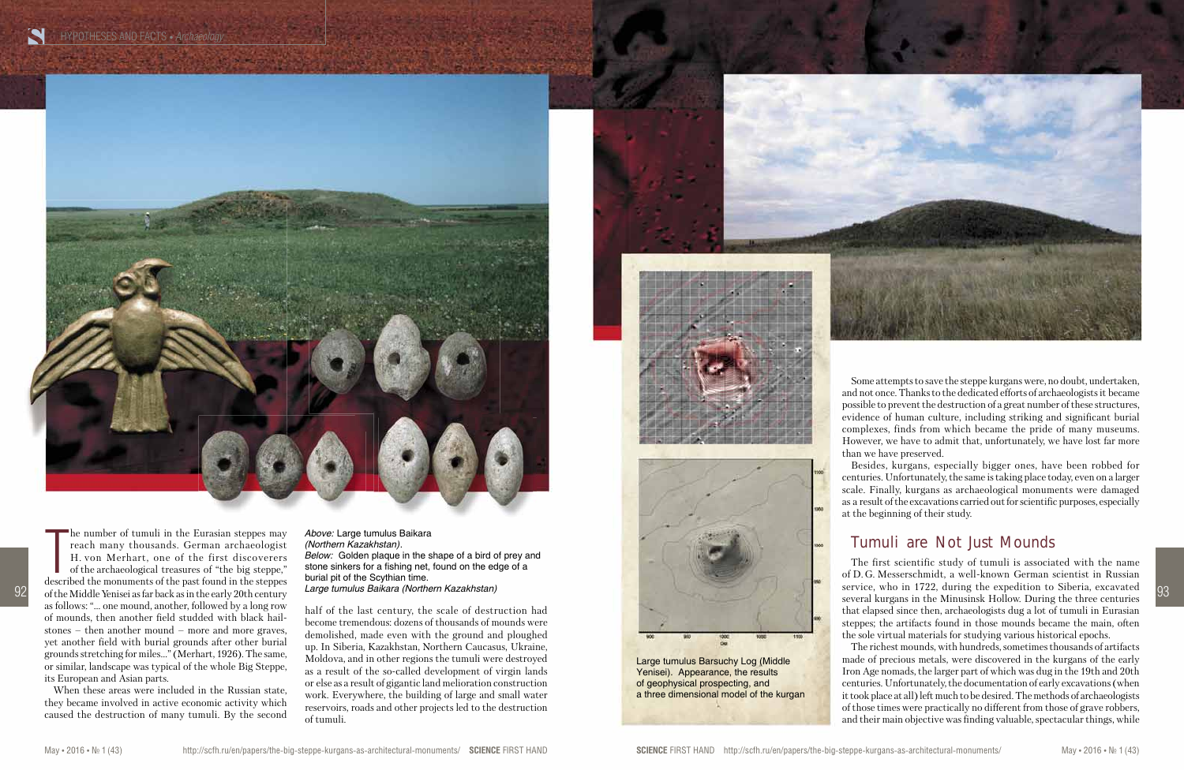The number of tumuli in the Eurasian steppes may reach many thousands. German archaeologist H. von Merhart, one of the first discoverers of the archaeological treasures of "the big steppe," described the monuments of the past found in the steppes of the Middle Yenisei as far back as in the early 20th century as follows: "... one mound, another, followed by a long row of mounds, then another field studded with black hailstones – then another mound – more and more graves, yet another field with burial grounds after other burial grounds stretching for miles..." (Merhart, 1926). The same, or similar, landscape was typical of the whole Big Steppe, its European and Asian parts.

When these areas were included in the Russian state, they became involved in active economic activity which caused the destruction of many tumuli. By the second half of the last century, the scale of destruction had become tremendous: dozens of thousands of mounds were demolished, made even with the ground and ploughed up. In Siberia, Kazakhstan, Northern Caucasus, Ukraine, Moldova, and in other regions the tumuli were destroyed as a result of the so-called development of virgin lands or else as a result of gigantic land melioration construction work. Everywhere, the building of large and small water reservoirs, roads and other projects led to the destruction of tumuli.

*Above:* Large tumulus Baikara *(Northern Kazakhstan)*.
*Below:* Golden plaque in the shape of a bird of prey and stone sinkers for a fishing net, found on the edge of a burial pit of the Scythian time.
*Large tumulus Baikara (Northern Kazakhstan)*

Some attempts to save the steppe kurgans were, no doubt, undertaken, and not once. Thanks to the dedicated efforts of archaeologists it became possible to prevent the destruction of a great number of these structures, evidence of human culture, including striking and significant burial complexes, finds from which became the pride of many museums. However, we have to admit that, unfortunately, we have lost far more than we have preserved.

Besides, kurgans, especially bigger ones, have been robbed for centuries. Unfortunately, the same is taking place today, even on a larger scale. Finally, kurgans as archaeological monuments were damaged as a result of the excavations carried out for scientific purposes, especially at the beginning of their study.

Large tumulus Barsuchy Log (Middle Yenisei). Appearance, the results of geophysical prospecting, and a three dimensional model of the kurgan

## Tumuli are Not Just Mounds

The first scientific study of tumuli is associated with the name of D. G. Messerschmidt, a well-known German scientist in Russian service, who in 1722, during the expedition to Siberia, excavated several kurgans in the Minusinsk Hollow. During the three centuries that elapsed since then, archaeologists dug a lot of tumuli in Eurasian steppes; the artifacts found in those mounds became the main, often the sole virtual materials for studying various historical epochs.

The richest mounds, with hundreds, sometimes thousands of artifacts made of precious metals, were discovered in the kurgans of the early Iron Age nomads, the larger part of which was dug in the 19th and 20th centuries. Unfortunately, the documentation of early excavations (when it took place at all) left much to be desired. The methods of archaeologists of those times were practically no different from those of grave robbers, and their main objective was finding valuable, spectacular things, while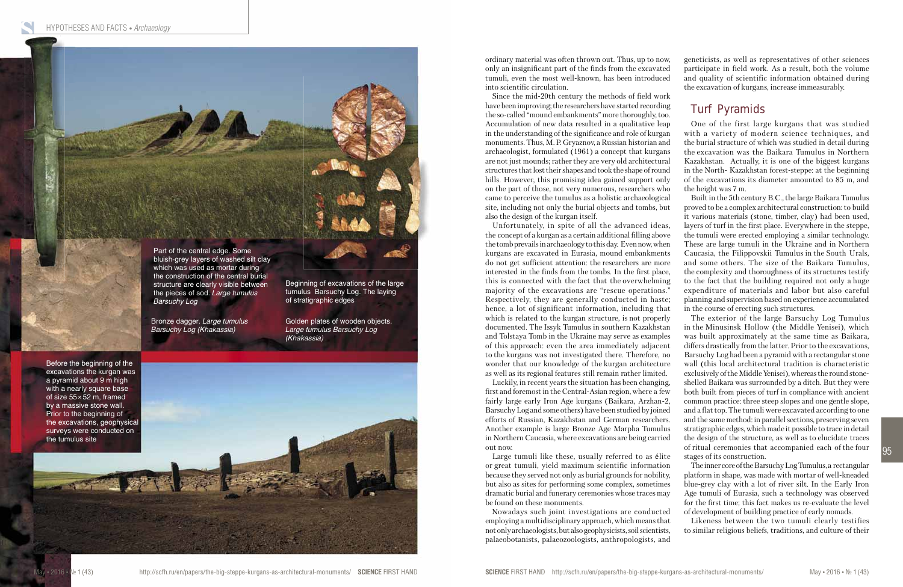Part of the central edge. Some bluish-grey layers of washed silt clay which was used as mortar during the construction of the central burial structure are clearly visible between the pieces of sod. *Large tumulus Barsuchy Log*

Bronze dagger. *Large tumulus Barsuchy Log (Khakassia)*

Beginning of excavations of the large tumulus Barsuchy Log. The laying of stratigraphic edges

Golden plates of wooden objects. *Large tumulus Barsuchy Log (Khakassia)*

Before the beginning of the excavations the kurgan was a pyramid about 9 m high with a nearly square base of size 55 × 52 m, framed by a massive stone wall. Prior to the beginning of the excavations, geophysical surveys were conducted on the tumulus site

ordinary material was often thrown out. Thus, up to now, only an insignificant part of the finds from the excavated tumuli, even the most well-known, has been introduced into scientific circulation.

Since the mid-20th century the methods of field work have been improving; the researchers have started recording the so-called "mound embankments" more thoroughly, too. Accumulation of new data resulted in a qualitative leap in the understanding of the significance and role of kurgan monuments. Thus, M. P. Gryaznov, a Russian historian and archaeologist, formulated (1961) a concept that kurgans are not just mounds; rather they are very old architectural structures that lost their shapes and took the shape of round hills. However, this promising idea gained support only on the part of those, not very numerous, researchers who came to perceive the tumulus as a holistic archaeological site, including not only the burial objects and tombs, but also the design of the kurgan itself.

Unfortunately, in spite of all the advanced ideas, the concept of a kurgan as a certain additional filling above the tomb prevails in archaeology to this day. Even now, when kurgans are excavated in Eurasia, mound embankments do not get sufficient attention: the researchers are more interested in the finds from the tombs. In the first place, this is connected with the fact that the overwhelming majority of the excavations are "rescue operations." Respectively, they are generally conducted in haste; hence, a lot of significant information, including that which is related to the kurgan structure, is not properly documented. The Issyk Tumulus in southern Kazakhstan and Tolstaya Tomb in the Ukraine may serve as examples of this approach: even the area immediately adjacent to the kurgans was not investigated there. Therefore, no wonder that our knowledge of the kurgan architecture as well as its regional features still remain rather limited.

Luckily, in recent years the situation has been changing, first and foremost in the Central-Asian region, where a few fairly large early Iron Age kurgans (Baikara, Arzhan-2, Barsuchy Log and some others) have been studied by joined efforts of Russian, Kazakhstan and German researchers. Another example is large Bronze Age Marpha Tumulus in Northern Caucasia, where excavations are being carried out now.

Large tumuli like these, usually referred to as élite or great tumuli, yield maximum scientific information because they served not only as burial grounds for nobility, but also as sites for performing some complex, sometimes dramatic burial and funerary ceremonies whose traces may be found on these monuments.

Nowadays such joint investigations are conducted employing a multidisciplinary approach, which means that not only archaeologists, but also geophysicists, soil scientists, palaeobotanists, palaeozoologists, anthropologists, and geneticists, as well as representatives of other sciences participate in field work. As a result, both the volume and quality of scientific information obtained during the excavation of kurgans, increase immeasurably.

## Turf Pyramids

One of the first large kurgans that was studied with a variety of modern science techniques, and the burial structure of which was studied in detail during the excavation was the Baikara Tumulus in Northern Kazakhstan. Actually, it is one of the biggest kurgans in the North- Kazakhstan forest-steppe: at the beginning of the excavations its diameter amounted to 85 m, and the height was 7 m.

Built in the 5th century B.C., the large Baikara Tumulus proved to be a complex architectural construction: to build it various materials (stone, timber, clay) had been used, layers of turf in the first place. Everywhere in the steppe, the tumuli were erected employing a similar technology. These are large tumuli in the Ukraine and in Northern Caucasia, the Filippovskii Tumulus in the South Urals, and some others. The size of the Baikara Tumulus, the complexity and thoroughness of its structures testify to the fact that the building required not only a huge expenditure of materials and labor but also careful planning and supervision based on experience accumulated in the course of erecting such structures.

The exterior of the large Barsuchy Log Tumulus in the Minusinsk Hollow (the Middle Yenisei), which was built approximately at the same time as Baikara, differs drastically from the latter. Prior to the excavations, Barsuchy Log had been a pyramid with a rectangular stone wall (this local architectural tradition is characteristic exclusively of the Middle Yenisei), whereas the round stone-shelled Baikara was surrounded by a ditch. But they were both built from pieces of turf in compliance with ancient common practice: three steep slopes and one gentle slope, and a flat top. The tumuli were excavated according to one and the same method: in parallel sections, preserving seven stratigraphic edges, which made it possible to trace in detail the design of the structure, as well as to elucidate traces of ritual ceremonies that accompanied each of the four stages of its construction.

The inner core of the Barsuchy Log Tumulus, a rectangular platform in shape, was made with mortar of well-kneaded blue-grey clay with a lot of river silt. In the Early Iron Age tumuli of Eurasia, such a technology was observed for the first time; this fact makes us re-evaluate the level of development of building practice of early nomads.

Likeness between the two tumuli clearly testifies to similar religious beliefs, traditions, and culture of their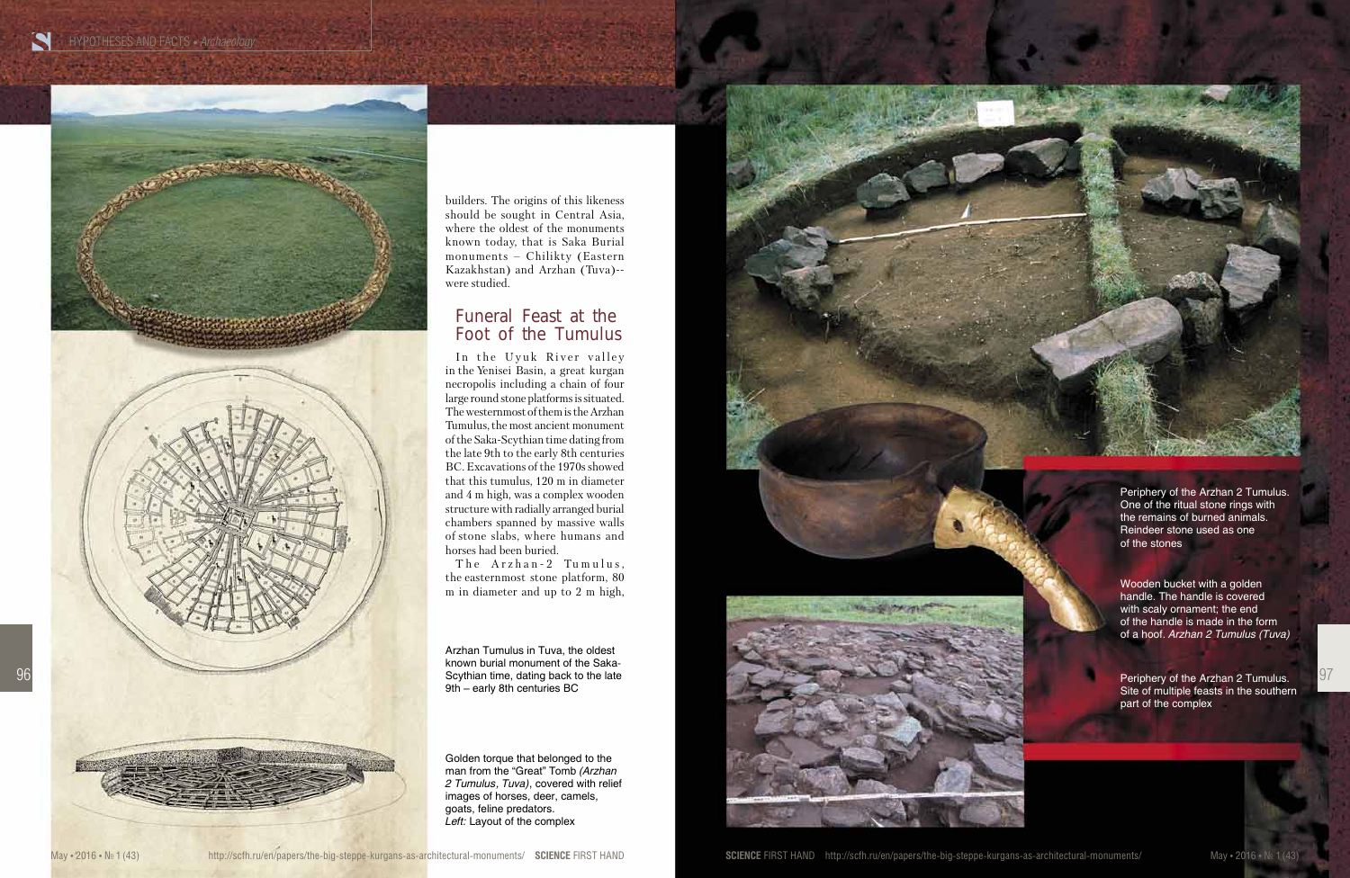builders. The origins of this likeness should be sought in Central Asia, where the oldest of the monuments known today, that is Saka Burial monuments – Chilikty (Eastern Kazakhstan) and Arzhan (Tuva)--were studied.

## Funeral Feast at the Foot of the Tumulus

In the Uyuk River valley in the Yenisei Basin, a great kurgan necropolis including a chain of four large round stone platforms is situated. The westernmost of them is the Arzhan Tumulus, the most ancient monument of the Saka-Scythian time dating from the late 9th to the early 8th centuries BC. Excavations of the 1970s showed that this tumulus, 120 m in diameter and 4 m high, was a complex wooden structure with radially arranged burial chambers spanned by massive walls of stone slabs, where humans and horses had been buried.

The Arzhan-2 Tumulus, the easternmost stone platform, 80 m in diameter and up to 2 m high,

Arzhan Tumulus in Tuva, the oldest known burial monument of the Saka-Scythian time, dating back to the late 9th – early 8th centuries BC

Golden torque that belonged to the man from the "Great" Tomb *(Arzhan 2 Tumulus, Tuva)*, covered with relief images of horses, deer, camels, goats, feline predators.
*Left:* Layout of the complex

Periphery of the Arzhan 2 Tumulus. One of the ritual stone rings with the remains of burned animals. Reindeer stone used as one of the stones

Wooden bucket with a golden handle. The handle is covered with scaly ornament; the end of the handle is made in the form of a hoof. *Arzhan 2 Tumulus (Tuva)*

Periphery of the Arzhan 2 Tumulus. Site of multiple feasts in the southern part of the complex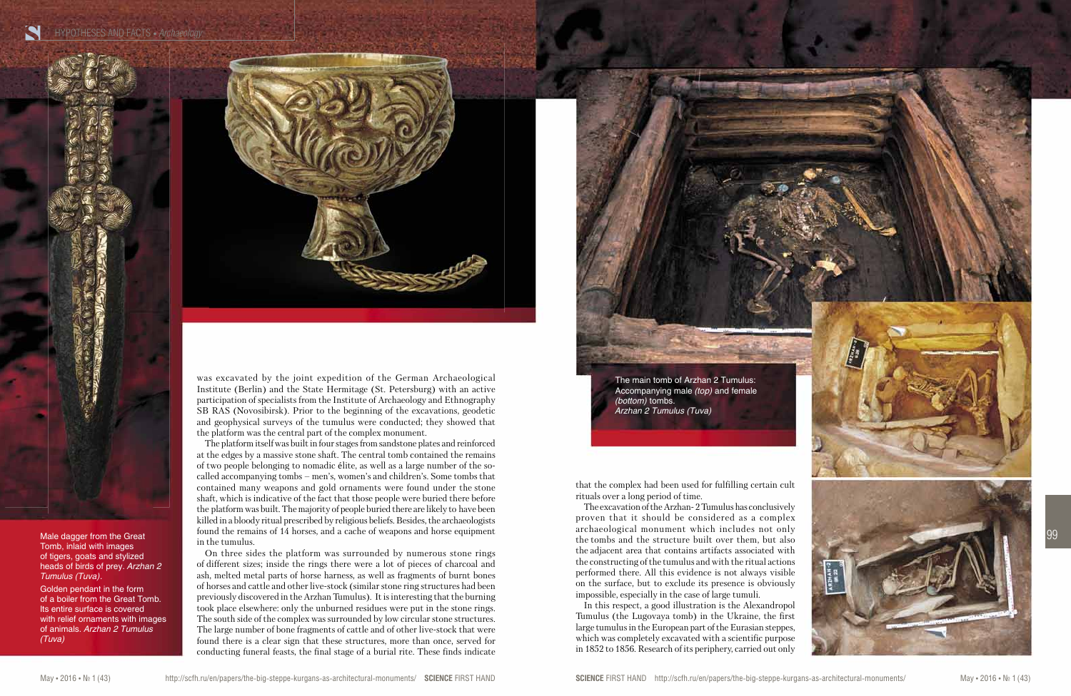was excavated by the joint expedition of the German Archaeological Institute (Berlin) and the State Hermitage (St. Petersburg) with an active participation of specialists from the Institute of Archaeology and Ethnography SB RAS (Novosibirsk). Prior to the beginning of the excavations, geodetic and geophysical surveys of the tumulus were conducted; they showed that the platform was the central part of the complex monument.

The platform itself was built in four stages from sandstone plates and reinforced at the edges by a massive stone shaft. The central tomb contained the remains of two people belonging to nomadic élite, as well as a large number of the so-called accompanying tombs – men's, women's and children's. Some tombs that contained many weapons and gold ornaments were found under the stone shaft, which is indicative of the fact that those people were buried there before the platform was built. The majority of people buried there are likely to have been killed in a bloody ritual prescribed by religious beliefs. Besides, the archaeologists found the remains of 14 horses, and a cache of weapons and horse equipment in the tumulus.

On three sides the platform was surrounded by numerous stone rings of different sizes; inside the rings there were a lot of pieces of charcoal and ash, melted metal parts of horse harness, as well as fragments of burnt bones of horses and cattle and other live-stock (similar stone ring structures had been previously discovered in the Arzhan Tumulus). It is interesting that the burning took place elsewhere: only the unburned residues were put in the stone rings. The south side of the complex was surrounded by low circular stone structures. The large number of bone fragments of cattle and of other live-stock that were found there is a clear sign that these structures, more than once, served for conducting funeral feasts, the final stage of a burial rite. These finds indicate that the complex had been used for fulfilling certain cult rituals over a long period of time.

The excavation of the Arzhan-2 Tumulus has conclusively proven that it should be considered as a complex archaeological monument which includes not only the tombs and the structure built over them, but also the adjacent area that contains artifacts associated with the constructing of the tumulus and with the ritual actions performed there. All this evidence is not always visible on the surface, but to exclude its presence is obviously impossible, especially in the case of large tumuli.

In this respect, a good illustration is the Alexandropol Tumulus (the Lugovaya tomb) in the Ukraine, the first large tumulus in the European part of the Eurasian steppes, which was completely excavated with a scientific purpose in 1852 to 1856. Research of its periphery, carried out only

Male dagger from the Great Tomb, inlaid with images of tigers, goats and stylized heads of birds of prey. *Arzhan 2 Tumulus (Tuva).*

Golden pendant in the form of a boiler from the Great Tomb. Its entire surface is covered with relief ornaments with images of animals. *Arzhan 2 Tumulus (Tuva)*

The main tomb of Arzhan 2 Tumulus: Accompanying male *(top)* and female *(bottom)* tombs. *Arzhan 2 Tumulus (Tuva)*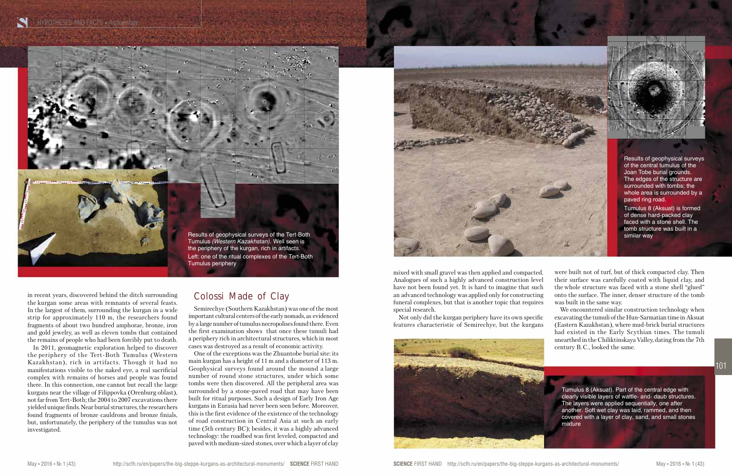Results of geophysical surveys of the Tert-Both Tumulus *(Western Kazakhstan)*. Well seen is the periphery of the kurgan, rich in artifacts. Left: one of the ritual complexes of the Tert-Both Tumulus periphery

in recent years, discovered behind the ditch surrounding the kurgan some areas with remnants of several feasts. In the largest of them, surrounding the kurgan in a wide strip for approximately 110 m, the researchers found fragments of about two hundred amphorae, bronze, iron and gold jewelry, as well as eleven tombs that contained the remains of people who had been forcibly put to death.

In 2011, geomagnetic exploration helped to discover the periphery of the Tert-Both Tumulus (Western Kazakhstan), rich in artifacts. Though it had no manifestations visible to the naked eye, a real sacrificial complex with remains of horses and people was found there. In this connection, one cannot but recall the large kurgans near the village of Filippovka (Orenburg oblast), not far from Tert-Both; the 2004 to 2007 excavations there yielded unique finds. Near burial structures, the researchers found fragments of bronze cauldrons and bronze finials, but, unfortunately, the periphery of the tumulus was not investigated.

## Colossi Made of Clay

Semirechye (Southern Kazakhstan) was one of the most important cultural centers of the early nomads, as evidenced by a large number of tumulus necropolises found there. Even the first examination shows that once these tumuli had a periphery rich in architectural structures, which in most cases was destroyed as a result of economic activity.

One of the exceptions was the Zhuantobe burial site: its main kurgan has a height of 11 m and a diameter of 113 m. Geophysical surveys found around the mound a large number of round stone structures, under which some tombs were then discovered. All the peripheral area was surrounded by a stone-paved road that may have been built for ritual purposes. Such a design of Early Iron Age kurgans in Eurasia had never been seen before. Moreover, this is the first evidence of the existence of the technology of road construction in Central Asia at such an early time (5th century BC); besides, it was a highly advanced technology: the roadbed was first leveled, compacted and paved with medium-sized stones, over which a layer of clay mixed with small gravel was then applied and compacted. Analogues of such a highly advanced construction level have not been found yet. It is hard to imagine that such an advanced technology was applied only for constructing funeral complexes, but that is another topic that requires special research.

Not only did the kurgan periphery have its own specific features characteristic of Semirechye, but the kurgans were built not of turf, but of thick compacted clay. Then their surface was carefully coated with liquid clay, and the whole structure was faced with a stone shell "glued" onto the surface. The inner, denser structure of the tomb was built in the same way.

We encountered similar construction technology when excavating the tumuli of the Hun-Sarmatian time in Aksuat (Eastern Kazakhstan), where mud-brick burial structures had existed in the Early Scythian times. The tumuli unearthed in the Chiliktinskaya Valley, dating from the 7th century B.C., looked the same.

Results of geophysical surveys of the central tumulus of the Joan Tobe burial grounds. The edges of the structure are surrounded with tombs; the whole area is surrounded by a paved ring road.

Tumulus 8 (Aksuat) is formed of dense hard-packed clay faced with a stone shell. The tomb structure was built in a similar way

Tumulus 8 (Aksuat). Part of the central edge with clearly visible layers of wattle- and- daub structures. The layers were applied sequentially, one after another. Soft wet clay was laid, rammed, and then covered with a layer of clay, sand, and small stones mixture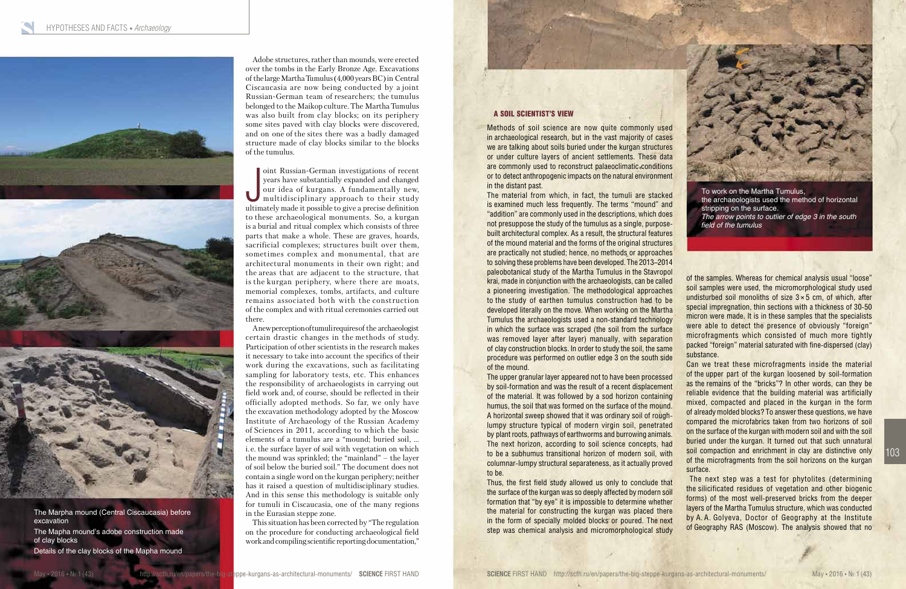The Marpha mound (Central Ciscaucasia) before excavation

The Mapha mound's adobe construction made of clay blocks

Details of the clay blocks of the Mapha mound

Adobe structures, rather than mounds, were erected over the tombs in the Early Bronze Age. Excavations of the large Martha Tumulus (4,000 years BC) in Central Ciscaucasia are now being conducted by a joint Russian-German team of researchers; the tumulus belonged to the Maikop culture. The Martha Tumulus was also built from clay blocks; on its periphery some sites paved with clay blocks were discovered, and on one of the sites there was a badly damaged structure made of clay blocks similar to the blocks of the tumulus.

Joint Russian-German investigations of recent years have substantially expanded and changed our idea of kurgans. A fundamentally new, multidisciplinary approach to their study ultimately made it possible to give a precise definition to these archaeological monuments. So, a kurgan is a burial and ritual complex which consists of three parts that make a whole. These are graves, hoards, sacrificial complexes; structures built over them, sometimes complex and monumental, that are architectural monuments in their own right; and the areas that are adjacent to the structure, that is the kurgan periphery, where there are moats, memorial complexes, tombs, artifacts, and culture remains associated both with the construction of the complex and with ritual ceremonies carried out there.

A new perception of tumuli requires of the archaeologist certain drastic changes in the methods of study. Participation of other scientists in the research makes it necessary to take into account the specifics of their work during the excavations, such as facilitating sampling for laboratory tests, etc. This enhances the responsibility of archaeologists in carrying out field work and, of course, should be reflected in their officially adopted methods. So far, we only have the excavation methodology adopted by the Moscow Institute of Archaeology of the Russian Academy of Sciences in 2011, according to which the basic elements of a tumulus are a "mound; buried soil, ... i.e. the surface layer of soil with vegetation on which the mound was sprinkled; the "mainland" – the layer of soil below the buried soil." The document does not contain a single word on the kurgan periphery; neither has it raised a question of multidisciplinary studies. And in this sense this methodology is suitable only for tumuli in Ciscaucasia, one of the many regions in the Eurasian steppe zone.

This situation has been corrected by "The regulation on the procedure for conducting archaeological field work and compiling scientific reporting documentation,"

### A SOIL SCIENTIST'S VIEW

Methods of soil science are now quite commonly used in archaeological research, but in the vast majority of cases we are talking about soils buried under the kurgan structures or under culture layers of ancient settlements. These data are commonly used to reconstruct palaeoclimatic conditions or to detect anthropogenic impacts on the natural environment in the distant past.

The material from which, in fact, the tumuli are stacked is examined much less frequently. The terms "mound" and "addition" are commonly used in the descriptions, which does not presuppose the study of the tumulus as a single, purpose-built architectural complex. As a result, the structural features of the mound material and the forms of the original structures are practically not studied; hence, no methods or approaches to solving these problems have been developed. The 2013–2014 paleobotanical study of the Martha Tumulus in the Stavropol krai, made in conjunction with the archaeologists, can be called a pioneering investigation. The methodological approaches to the study of earthen tumulus construction had to be developed literally on the move. When working on the Martha Tumulus the archaeologists used a non-standard technology in which the surface was scraped (the soil from the surface was removed layer after layer) manually, with separation of clay construction blocks. In order to study the soil, the same procedure was performed on outlier edge 3 on the south side of the mound.

The upper granular layer appeared not to have been processed by soil-formation and was the result of a recent displacement of the material. It was followed by a sod horizon containing humus, the soil that was formed on the surface of the mound. A horizontal sweep showed that it was ordinary soil of rough-lumpy structure typical of modern virgin soil, penetrated by plant roots, pathways of earthworms and burrowing animals. The next horizon, according to soil science concepts, had to be a subhumus transitional horizon of modern soil, with columnar-lumpy structural separateness, as it actually proved to be.

Thus, the first field study allowed us only to conclude that the surface of the kurgan was so deeply affected by modern soil formation that "by eye" it is impossible to determine whether the material for constructing the kurgan was placed there in the form of specially molded blocks or poured. The next step was chemical analysis and micromorphological study of the samples. Whereas for chemical analysis usual "loose" soil samples were used, the micromorphological study used undisturbed soil monoliths of size 3 × 5 cm, of which, after special impregnation, thin sections with a thickness of 30-50 micron were made. It is in these samples that the specialists were able to detect the presence of obviously "foreign" microfragments which consisted of much more tightly packed "foreign" material saturated with fine-dispersed (clay) substance.

Can we treat these microfragments inside the material of the upper part of the kurgan loosened by soil-formation as the remains of the "bricks"? In other words, can they be reliable evidence that the building material was artificially mixed, compacted and placed in the kurgan in the form of already molded blocks? To answer these questions, we have compared the microfabrics taken from two horizons of soil on the surface of the kurgan with modern soil and with the soil buried under the kurgan. It turned out that such unnatural soil compaction and enrichment in clay are distinctive only of the microfragments from the soil horizons on the kurgan surface.

The next step was a test for phytolites (determining the silicificated residues of vegetation and other biogenic forms) of the most well-preserved bricks from the deeper layers of the Martha Tumulus structure, which was conducted by A. A. Golyeva, Doctor of Geography at the Institute of Geography RAS (Moscow). The analysis showed that no

To work on the Martha Tumulus, the archaeologists used the method of horizontal stripping on the surface. *The arrow points to outlier of edge 3 in the south field of the tumulus*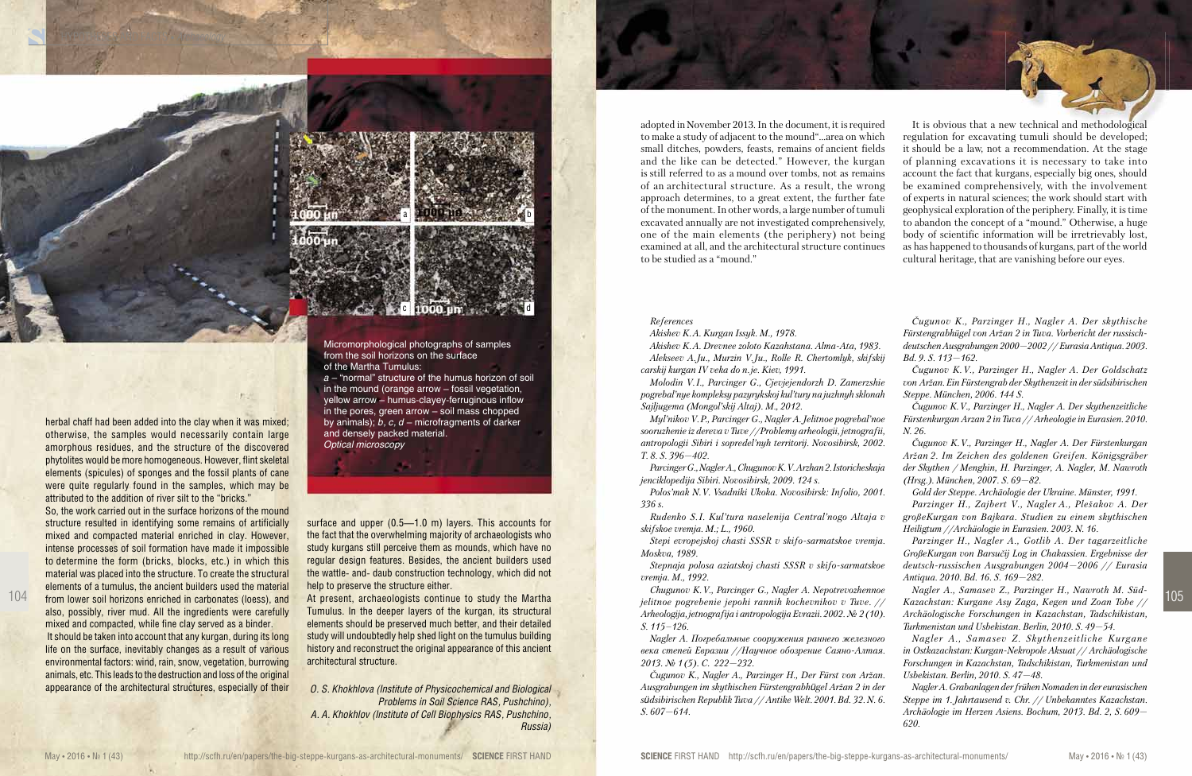herbal chaff had been added into the clay when it was mixed; otherwise, the samples would necessarily contain large amorphous residues, and the structure of the discovered phytolites would be more homogeneous. However, flint skeletal elements (spicules) of sponges and the fossil plants of cane were quite regularly found in the samples, which may be attributed to the addition of river silt to the "bricks."

So, the work carried out in the surface horizons of the mound structure resulted in identifying some remains of artificially mixed and compacted material enriched in clay. However, intense processes of soil formation have made it impossible to determine the form (bricks, blocks, etc.) in which this material was placed into the structure. To create the structural elements of a tumulus, the ancient builders used the material from lower soil horizons enriched in carbonates (loess), and also, possibly, river mud. All the ingredients were carefully mixed and compacted, while fine clay served as a binder.

It should be taken into account that any kurgan, during its long life on the surface, inevitably changes as a result of various environmental factors: wind, rain, snow, vegetation, burrowing animals, etc. This leads to the destruction and loss of the original appearance of the architectural structures, especially of their surface and upper (0.5—1.0 m) layers. This accounts for the fact that the overwhelming majority of archaeologists who study kurgans still perceive them as mounds, which have no regular design features. Besides, the ancient builders used the wattle- and- daub construction technology, which did not help to preserve the structure either.

At present, archaeologists continue to study the Martha Tumulus. In the deeper layers of the kurgan, its structural elements should be preserved much better, and their detailed study will undoubtedly help shed light on the tumulus building history and reconstruct the original appearance of this ancient architectural structure.

1000 μn
1000 μn
1000 μn
1000 μm
a
b
c
d

Micromorphological photographs of samples from the soil horizons on the surface of the Martha Tumulus:
*a* – "normal" structure of the humus horizon of soil in the mound (orange arrow – fossil vegetation, yellow arrow – humus-clayey-ferruginous inflow in the pores, green arrow – soil mass chopped by animals); *b, c, d* – microfragments of darker and densely packed material.
*Optical microscopy*

*O. S. Khokhlova (Institute of Physicochemical and Biological Problems in Soil Science RAS, Pushchino),*
*A. A. Khokhlov (Institute of Cell Biophysics RAS, Pushchino, Russia)*

adopted in November 2013. In the document, it is required to make a study of adjacent to the mound"...area on which small ditches, powders, feasts, remains of ancient fields and the like can be detected." However, the kurgan is still referred to as a mound over tombs, not as remains of an architectural structure. As a result, the wrong approach determines, to a great extent, the further fate of the monument. In other words, a large number of tumuli excavated annually are not investigated comprehensively, one of the main elements (the periphery) not being examined at all, and the architectural structure continues to be studied as a "mound."

It is obvious that a new technical and methodological regulation for excavating tumuli should be developed; it should be a law, not a recommendation. At the stage of planning excavations it is necessary to take into account the fact that kurgans, especially big ones, should be examined comprehensively, with the involvement of experts in natural sciences; the work should start with geophysical exploration of the periphery. Finally, it is time to abandon the concept of a "mound." Otherwise, a huge body of scientific information will be irretrievably lost, as has happened to thousands of kurgans, part of the world cultural heritage, that are vanishing before our eyes.

*References*

*Akishev K. A. Kurgan Issyk. M., 1978.*

*Akishev K. A. Drevnee zoloto Kazahstana. Alma-Ata, 1983.*

*Alekseev A. Ju., Murzin V. Ju., Rolle R. Chertomlyk, skifskij carskij kurgan IV veka do n.je. Kiev, 1991.*

*Molodin V. I., Parcinger G., Cjevjejendorzh D. Zamerzshie pogrebal'nye kompleksy pazyrykskoj kul'tury na juzhnyh sklonah Sajljugema (Mongol'skij Altaj). M., 2012.*

*Myl'nikov V. P., Parcinger G., Nagler A. Jelitnoe pogrebal'noe sooruzhenie iz dereva v Tuve // Problemy arheologii, jetnografii, antropologii Sibiri i sopredel'nyh territorij. Novosibirsk, 2002. T. 8. S. 396—402.*

*Parcinger G., Nagler A., Chugunov K. V. Arzhan 2. Istoricheskaja jenciklopedija Sibiri. Novosibirsk, 2009. 124 s.*

*Polos'mak N. V. Vsadniki Ukoka. Novosibirsk: Infolio, 2001. 336 s.*

*Rudenko S. I. Kul'tura naselenija Central'nogo Altaja v skifskoe vremja. M.; L., 1960.*

*Stepi evropejskoj chasti SSSR v skifo-sarmatskoe vremja. Moskva, 1989.*

*Stepnaja polosa aziatskoj chasti SSSR v skifo-sarmatskoe vremja. M., 1992.*

*Chugunov K. V., Parcinger G., Nagler A. Nepotrevozhennoe jelitnoe pogrebenie jepohi rannih kochevnikov v Tuve. // Arheologija, jetnografija i antropologija Evrazii. 2002. № 2 (10). S. 115—126.*

*Nagler A. Погребальные сооружения раннего железного века степей Евразии // Научное обозрение Саяно-Алтая. 2013. № 1 (5). С. 222—232.*

*Čugunov K., Nagler A., Parzinger H., Der Fürst von Aržan. Ausgrabungen im skythischen Fürstengrabhügel Aržan 2 in der südsibirischen Republik Tuva // Antike Welt. 2001. Bd. 32. N. 6. S. 607—614.*

*Čugunov K., Parzinger H., Nagler A. Der skythische Fürstengrabhügel von Aržan 2 in Tuva. Vorbericht der russisch-deutschen Ausgrabungen 2000—2002 // Eurasia Antiqua. 2003. Bd. 9. S. 113—162.*

*Čugunov K. V., Parzinger H., Nagler A. Der Goldschatz von Aržan. Ein Fürstengrab der Skythenzeit in der südsibirischen Steppe. München, 2006. 144 S.*

*Čugunov K. V., Parzinger H., Nagler A. Der skythenzeitliche Fürstenkurgan Arzan 2 in Tuva // Arheologie in Eurasien. 2010. N. 26.*

*Čugunov K. V., Parzinger H., Nagler A. Der Fürstenkurgan Aržan 2. Im Zeichen des goldenen Greifen. Königsgräber der Skythen / Menghin, H. Parzinger, A. Nagler, M. Nawroth (Hrsg.). München, 2007. S. 69—82.*

*Gold der Steppe. Archäologie der Ukraine. Münster, 1991.*

*Parzinger H., Zajbert V., Nagler A., Plešakov A. Der großeKurgan von Bajkara. Studien zu einem skythischen Heiligtum // Archäologie in Eurasien. 2003. N. 16.*

*Parzinger H., Nagler A., Gotlib A. Der tagarzeitliche GroßeKurgan von Barsučij Log in Chakassien. Ergebnisse der deutsch-russischen Ausgrabungen 2004—2006 // Eurasia Antiqua. 2010. Bd. 16. S. 169—282.*

*Nagler A., Samasev Z., Parzinger H., Nawroth M. Süd-Kazachstan: Kurgane Asy Zaga, Kegen und Zoan Tobe // Archäologische Forschungen in Kazachstan, Tadschikistan, Turkmenistan und Usbekistan. Berlin, 2010. S. 49—54.*

*Nagler A., Samasev Z. Skythenzeitliche Kurgane in Ostkazachstan: Kurgan-Nekropole Aksuat // Archäologische Forschungen in Kazachstan, Tadschikistan, Turkmenistan und Usbekistan. Berlin, 2010. S. 47—48.*

*Nagler A. Grabanlagen der frühen Nomaden in der eurasischen Steppe im 1. Jahrtausend v. Chr. // Unbekanntes Kazachstan. Archäologie im Herzen Asiens. Bochum, 2013. Bd. 2, S. 609—620.*